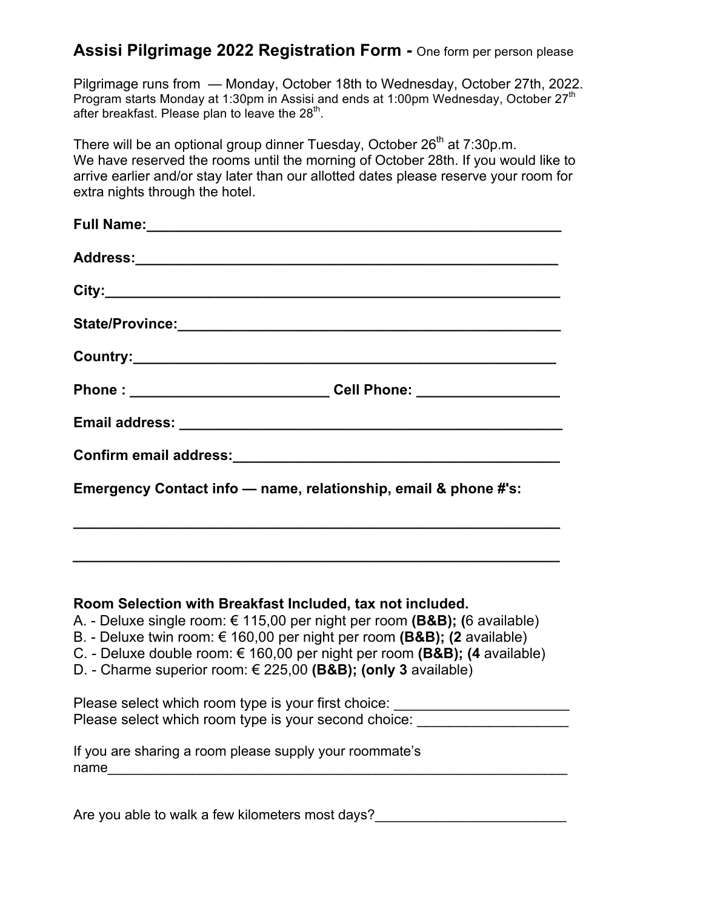## **Assisi Pilgrimage 2022 Registration Form -** One form per person please

Pilgrimage runs from — Monday, October 18th to Wednesday, October 27th, 2022.
Program starts Monday at 1:30pm in Assisi and ends at 1:00pm Wednesday, October 27th after breakfast. Please plan to leave the 28th.

There will be an optional group dinner Tuesday, October 26th at 7:30p.m.
We have reserved the rooms until the morning of October 28th. If you would like to arrive earlier and/or stay later than our allotted dates please reserve your room for extra nights through the hotel.

**Full Name:**_______________________________________________________

**Address:**________________________________________________________

**City:**___________________________________________________________

**State/Province:**__________________________________________________

**Country:**________________________________________________________

**Phone :** ________________________ **Cell Phone:** _________________

**Email address:** __________________________________________________

**Confirm email address:**___________________________________________

**Emergency Contact info — name, relationship, email & phone #'s:**

_________________________________________________________________

_________________________________________________________________

**Room Selection with Breakfast Included, tax not included.**

A. - Deluxe single room: € 115,00 per night per room **(B&B); (**6 available)
B. - Deluxe twin room: € 160,00 per night per room **(B&B); (2** available)
C. - Deluxe double room: € 160,00 per night per room **(B&B); (4** available)
D. - Charme superior room: € 225,00 **(B&B); (only 3** available)

Please select which room type is your first choice: ______________________
Please select which room type is your second choice: ___________________

If you are sharing a room please supply your roommate's name______________________________________________________________

Are you able to walk a few kilometers most days?________________________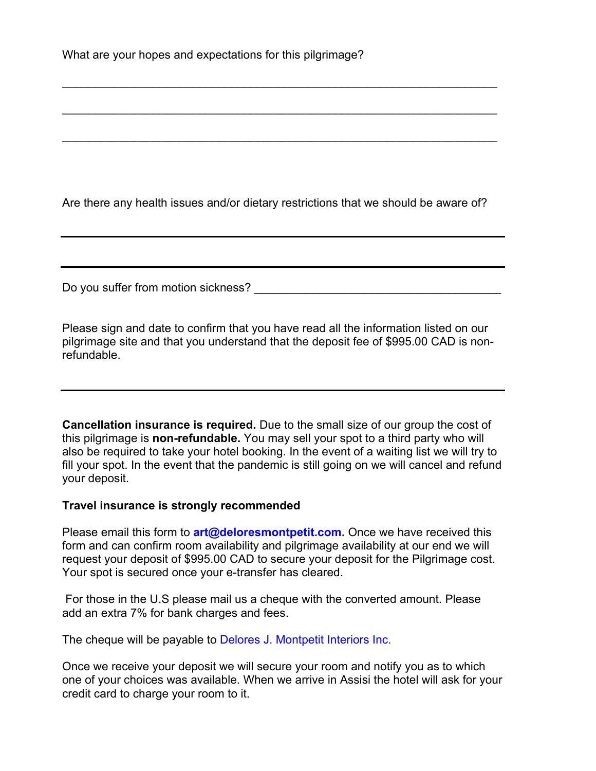What are your hopes and expectations for this pilgrimage?

_______________________________________________________________________

_______________________________________________________________________

_______________________________________________________________________

Are there any health issues and/or dietary restrictions that we should be aware of?

_______________________________________________________________________

_______________________________________________________________________

Do you suffer from motion sickness? ________________________________________

Please sign and date to confirm that you have read all the information listed on our pilgrimage site and that you understand that the deposit fee of $995.00 CAD is non-refundable.

_______________________________________________________________________

**Cancellation insurance is required.** Due to the small size of our group the cost of this pilgrimage is **non-refundable.** You may sell your spot to a third party who will also be required to take your hotel booking. In the event of a waiting list we will try to fill your spot. In the event that the pandemic is still going on we will cancel and refund your deposit.

**Travel insurance is strongly recommended**

Please email this form to **art@deloresmontpetit.com.** Once we have received this form and can confirm room availability and pilgrimage availability at our end we will request your deposit of $995.00 CAD to secure your deposit for the Pilgrimage cost. Your spot is secured once your e-transfer has cleared.

For those in the U.S please mail us a cheque with the converted amount. Please add an extra 7% for bank charges and fees.

The cheque will be payable to Delores J. Montpetit Interiors Inc.

Once we receive your deposit we will secure your room and notify you as to which one of your choices was available. When we arrive in Assisi the hotel will ask for your credit card to charge your room to it.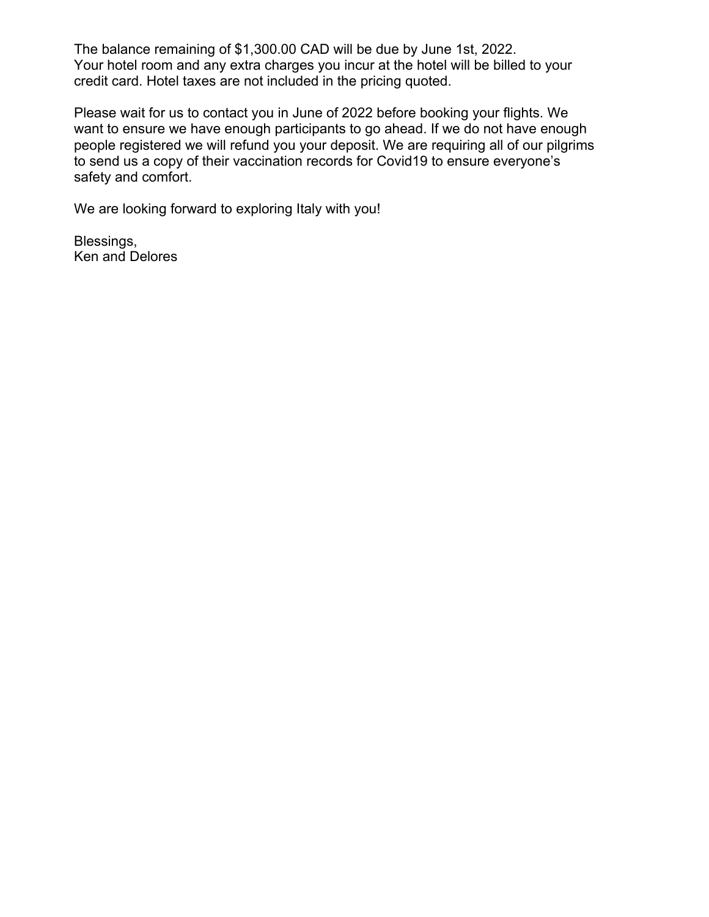The balance remaining of $1,300.00 CAD will be due by June 1st, 2022.
Your hotel room and any extra charges you incur at the hotel will be billed to your credit card. Hotel taxes are not included in the pricing quoted.

Please wait for us to contact you in June of 2022 before booking your flights. We want to ensure we have enough participants to go ahead. If we do not have enough people registered we will refund you your deposit. We are requiring all of our pilgrims to send us a copy of their vaccination records for Covid19 to ensure everyone's safety and comfort.

We are looking forward to exploring Italy with you!

Blessings,
Ken and Delores